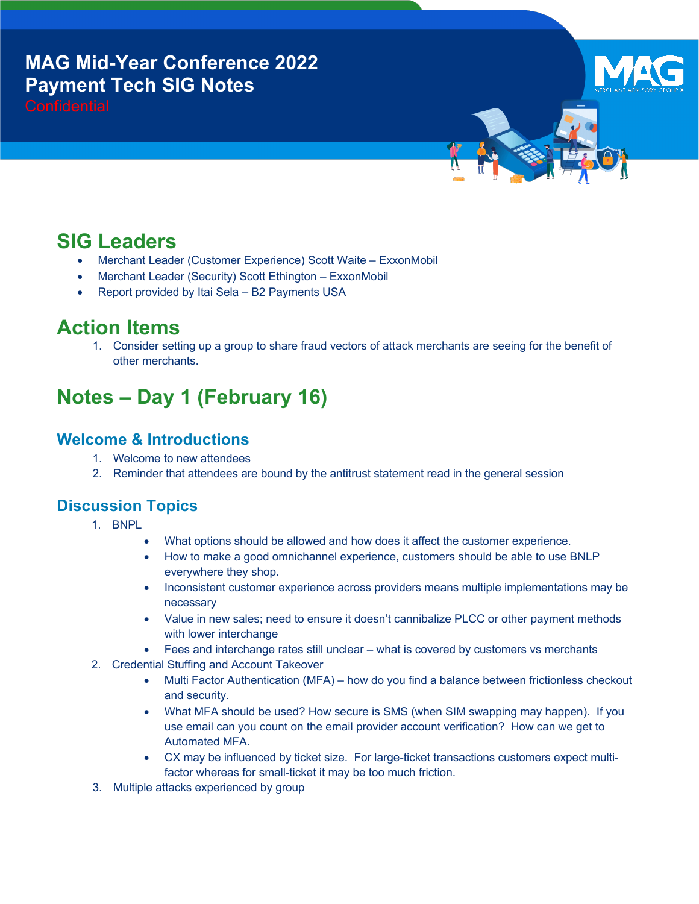# MAG Mid-Year Conference 2022
# Payment Tech SIG Notes

Confidential

## SIG Leaders

- Merchant Leader (Customer Experience) Scott Waite – ExxonMobil
- Merchant Leader (Security) Scott Ethington – ExxonMobil
- Report provided by Itai Sela – B2 Payments USA

## Action Items

1. Consider setting up a group to share fraud vectors of attack merchants are seeing for the benefit of other merchants.

## Notes – Day 1 (February 16)

### Welcome & Introductions

1. Welcome to new attendees
2. Reminder that attendees are bound by the antitrust statement read in the general session

### Discussion Topics

1. BNPL
    - What options should be allowed and how does it affect the customer experience.
    - How to make a good omnichannel experience, customers should be able to use BNLP everywhere they shop.
    - Inconsistent customer experience across providers means multiple implementations may be necessary
    - Value in new sales; need to ensure it doesn't cannibalize PLCC or other payment methods with lower interchange
    - Fees and interchange rates still unclear – what is covered by customers vs merchants
2. Credential Stuffing and Account Takeover
    - Multi Factor Authentication (MFA) – how do you find a balance between frictionless checkout and security.
    - What MFA should be used? How secure is SMS (when SIM swapping may happen). If you use email can you count on the email provider account verification? How can we get to Automated MFA.
    - CX may be influenced by ticket size. For large-ticket transactions customers expect multi-factor whereas for small-ticket it may be too much friction.
3. Multiple attacks experienced by group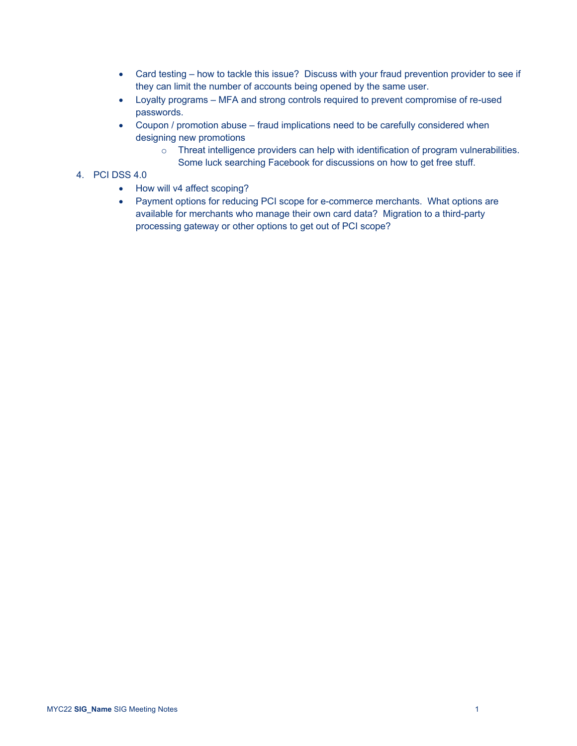- Card testing – how to tackle this issue? Discuss with your fraud prevention provider to see if they can limit the number of accounts being opened by the same user.
- Loyalty programs – MFA and strong controls required to prevent compromise of re-used passwords.
- Coupon / promotion abuse – fraud implications need to be carefully considered when designing new promotions
    - Threat intelligence providers can help with identification of program vulnerabilities. Some luck searching Facebook for discussions on how to get free stuff.

4. PCI DSS 4.0
    - How will v4 affect scoping?
    - Payment options for reducing PCI scope for e-commerce merchants. What options are available for merchants who manage their own card data? Migration to a third-party processing gateway or other options to get out of PCI scope?